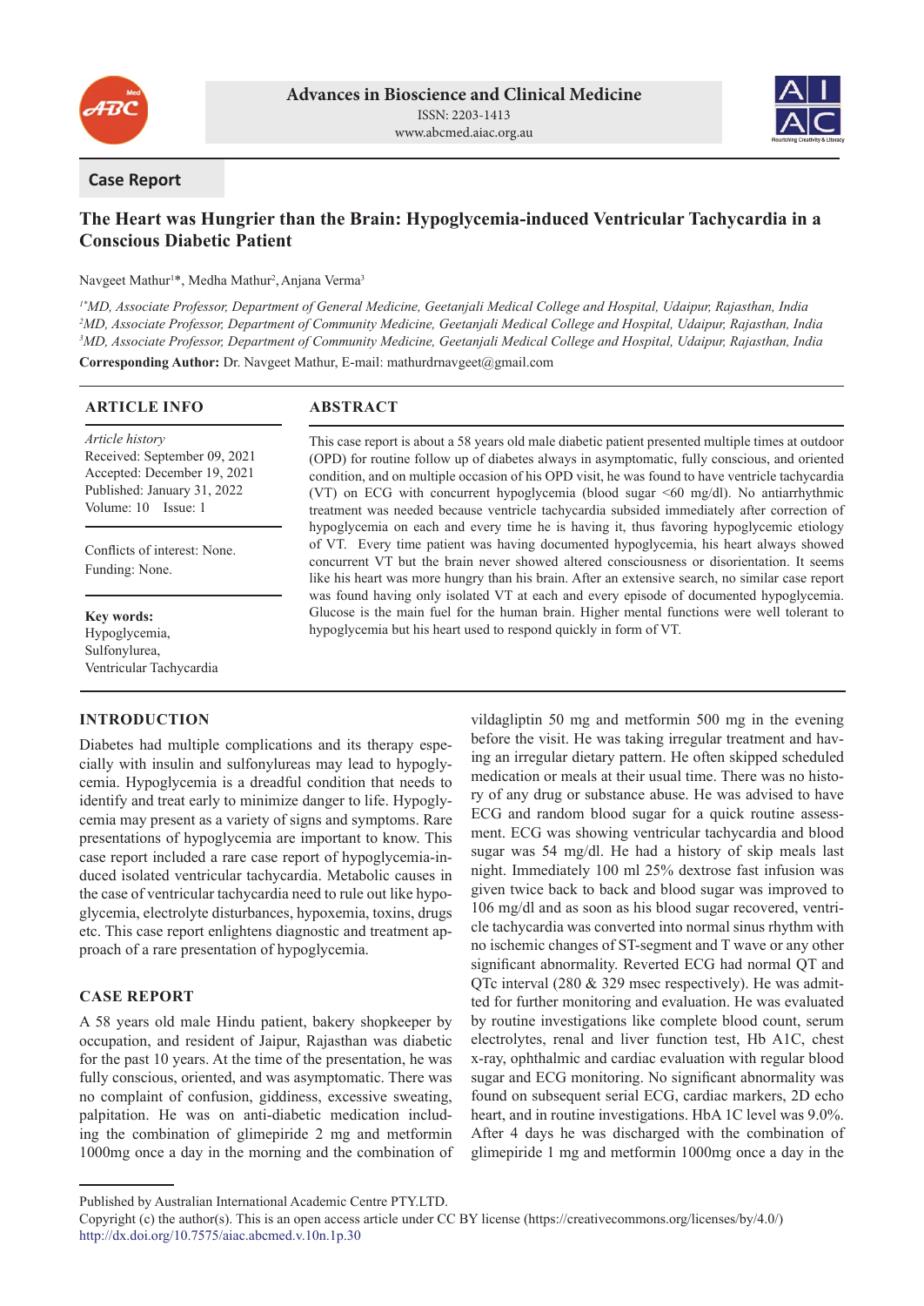Advances in Bioscience and Clinical Medicine
ISSN: 2203-1413
www.abcmed.aiac.org.au

**Case Report**

# The Heart was Hungrier than the Brain: Hypoglycemia-induced Ventricular Tachycardia in a Conscious Diabetic Patient

Navgeet Mathur[1]*, Medha Mathur[2], Anjana Verma[3]

*[1]*MD, Associate Professor, Department of General Medicine, Geetanjali Medical College and Hospital, Udaipur, Rajasthan, India*
*[2]MD, Associate Professor, Department of Community Medicine, Geetanjali Medical College and Hospital, Udaipur, Rajasthan, India*
*[3]MD, Associate Professor, Department of Community Medicine, Geetanjali Medical College and Hospital, Udaipur, Rajasthan, India*

**Corresponding Author:** Dr. Navgeet Mathur, E-mail: mathurdrnavgeet@gmail.com

## ARTICLE INFO

*Article history*
Received: September 09, 2021
Accepted: December 19, 2021
Published: January 31, 2022
Volume: 10 Issue: 1

Conflicts of interest: None.
Funding: None.

**Key words:**
Hypoglycemia,
Sulfonylurea,
Ventricular Tachycardia

## ABSTRACT

This case report is about a 58 years old male diabetic patient presented multiple times at outdoor (OPD) for routine follow up of diabetes always in asymptomatic, fully conscious, and oriented condition, and on multiple occasion of his OPD visit, he was found to have ventricle tachycardia (VT) on ECG with concurrent hypoglycemia (blood sugar <60 mg/dl). No antiarrhythmic treatment was needed because ventricle tachycardia subsided immediately after correction of hypoglycemia on each and every time he is having it, thus favoring hypoglycemic etiology of VT. Every time patient was having documented hypoglycemia, his heart always showed concurrent VT but the brain never showed altered consciousness or disorientation. It seems like his heart was more hungry than his brain. After an extensive search, no similar case report was found having only isolated VT at each and every episode of documented hypoglycemia. Glucose is the main fuel for the human brain. Higher mental functions were well tolerant to hypoglycemia but his heart used to respond quickly in form of VT.

## INTRODUCTION

Diabetes had multiple complications and its therapy especially with insulin and sulfonylureas may lead to hypoglycemia. Hypoglycemia is a dreadful condition that needs to identify and treat early to minimize danger to life. Hypoglycemia may present as a variety of signs and symptoms. Rare presentations of hypoglycemia are important to know. This case report included a rare case report of hypoglycemia-induced isolated ventricular tachycardia. Metabolic causes in the case of ventricular tachycardia need to rule out like hypoglycemia, electrolyte disturbances, hypoxemia, toxins, drugs etc. This case report enlightens diagnostic and treatment approach of a rare presentation of hypoglycemia.

## CASE REPORT

A 58 years old male Hindu patient, bakery shopkeeper by occupation, and resident of Jaipur, Rajasthan was diabetic for the past 10 years. At the time of the presentation, he was fully conscious, oriented, and was asymptomatic. There was no complaint of confusion, giddiness, excessive sweating, palpitation. He was on anti-diabetic medication including the combination of glimepiride 2 mg and metformin 1000mg once a day in the morning and the combination of vildagliptin 50 mg and metformin 500 mg in the evening before the visit. He was taking irregular treatment and having an irregular dietary pattern. He often skipped scheduled medication or meals at their usual time. There was no history of any drug or substance abuse. He was advised to have ECG and random blood sugar for a quick routine assessment. ECG was showing ventricular tachycardia and blood sugar was 54 mg/dl. He had a history of skip meals last night. Immediately 100 ml 25% dextrose fast infusion was given twice back to back and blood sugar was improved to 106 mg/dl and as soon as his blood sugar recovered, ventricle tachycardia was converted into normal sinus rhythm with no ischemic changes of ST-segment and T wave or any other significant abnormality. Reverted ECG had normal QT and QTc interval (280 & 329 msec respectively). He was admitted for further monitoring and evaluation. He was evaluated by routine investigations like complete blood count, serum electrolytes, renal and liver function test, Hb A1C, chest x-ray, ophthalmic and cardiac evaluation with regular blood sugar and ECG monitoring. No significant abnormality was found on subsequent serial ECG, cardiac markers, 2D echo heart, and in routine investigations. HbA 1C level was 9.0%. After 4 days he was discharged with the combination of glimepiride 1 mg and metformin 1000mg once a day in the

Published by Australian International Academic Centre PTY.LTD.
Copyright (c) the author(s). This is an open access article under CC BY license (https://creativecommons.org/licenses/by/4.0/)
http://dx.doi.org/10.7575/aiac.abcmed.v.10n.1p.30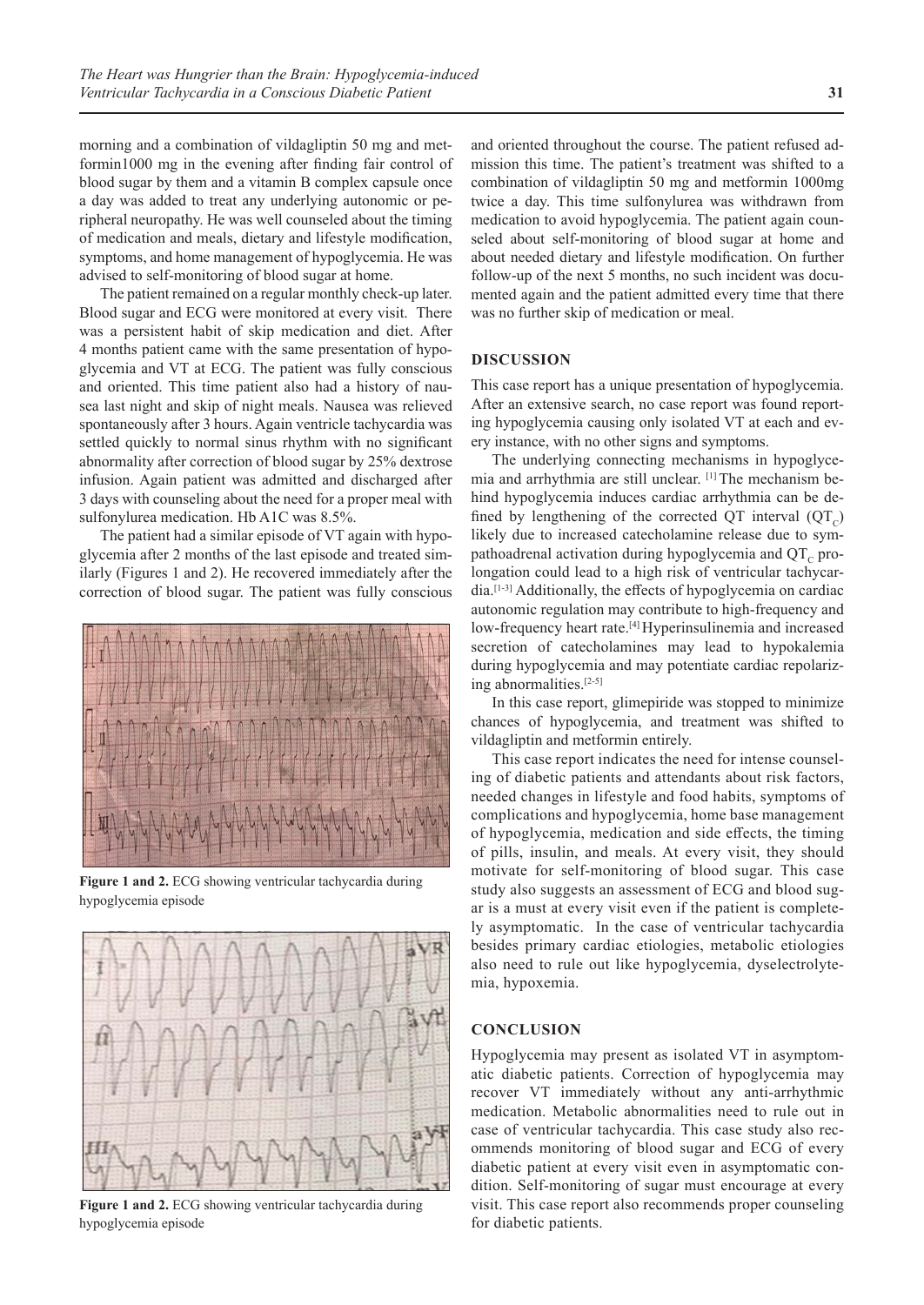morning and a combination of vildagliptin 50 mg and metformin1000 mg in the evening after finding fair control of blood sugar by them and a vitamin B complex capsule once a day was added to treat any underlying autonomic or peripheral neuropathy. He was well counseled about the timing of medication and meals, dietary and lifestyle modification, symptoms, and home management of hypoglycemia. He was advised to self-monitoring of blood sugar at home.

The patient remained on a regular monthly check-up later. Blood sugar and ECG were monitored at every visit. There was a persistent habit of skip medication and diet. After 4 months patient came with the same presentation of hypoglycemia and VT at ECG. The patient was fully conscious and oriented. This time patient also had a history of nausea last night and skip of night meals. Nausea was relieved spontaneously after 3 hours. Again ventricle tachycardia was settled quickly to normal sinus rhythm with no significant abnormality after correction of blood sugar by 25% dextrose infusion. Again patient was admitted and discharged after 3 days with counseling about the need for a proper meal with sulfonylurea medication. Hb A1C was 8.5%.

The patient had a similar episode of VT again with hypoglycemia after 2 months of the last episode and treated similarly (Figures 1 and 2). He recovered immediately after the correction of blood sugar. The patient was fully conscious and oriented throughout the course. The patient refused admission this time. The patient's treatment was shifted to a combination of vildagliptin 50 mg and metformin 1000mg twice a day. This time sulfonylurea was withdrawn from medication to avoid hypoglycemia. The patient again counseled about self-monitoring of blood sugar at home and about needed dietary and lifestyle modification. On further follow-up of the next 5 months, no such incident was documented again and the patient admitted every time that there was no further skip of medication or meal.

**Figure 1 and 2.** ECG showing ventricular tachycardia during hypoglycemia episode

**Figure 1 and 2.** ECG showing ventricular tachycardia during hypoglycemia episode

## DISCUSSION

This case report has a unique presentation of hypoglycemia. After an extensive search, no case report was found reporting hypoglycemia causing only isolated VT at each and every instance, with no other signs and symptoms.

The underlying connecting mechanisms in hypoglycemia and arrhythmia are still unclear. [1] The mechanism behind hypoglycemia induces cardiac arrhythmia can be defined by lengthening of the corrected QT interval ($QT_C$) likely due to increased catecholamine release due to sympathoadrenal activation during hypoglycemia and $QT_C$ prolongation could lead to a high risk of ventricular tachycardia.[1-3] Additionally, the effects of hypoglycemia on cardiac autonomic regulation may contribute to high-frequency and low-frequency heart rate.[4] Hyperinsulinemia and increased secretion of catecholamines may lead to hypokalemia during hypoglycemia and may potentiate cardiac repolarizing abnormalities.[2-5]

In this case report, glimepiride was stopped to minimize chances of hypoglycemia, and treatment was shifted to vildagliptin and metformin entirely.

This case report indicates the need for intense counseling of diabetic patients and attendants about risk factors, needed changes in lifestyle and food habits, symptoms of complications and hypoglycemia, home base management of hypoglycemia, medication and side effects, the timing of pills, insulin, and meals. At every visit, they should motivate for self-monitoring of blood sugar. This case study also suggests an assessment of ECG and blood sugar is a must at every visit even if the patient is completely asymptomatic. In the case of ventricular tachycardia besides primary cardiac etiologies, metabolic etiologies also need to rule out like hypoglycemia, dyselectrolytemia, hypoxemia.

## CONCLUSION

Hypoglycemia may present as isolated VT in asymptomatic diabetic patients. Correction of hypoglycemia may recover VT immediately without any anti-arrhythmic medication. Metabolic abnormalities need to rule out in case of ventricular tachycardia. This case study also recommends monitoring of blood sugar and ECG of every diabetic patient at every visit even in asymptomatic condition. Self-monitoring of sugar must encourage at every visit. This case report also recommends proper counseling for diabetic patients.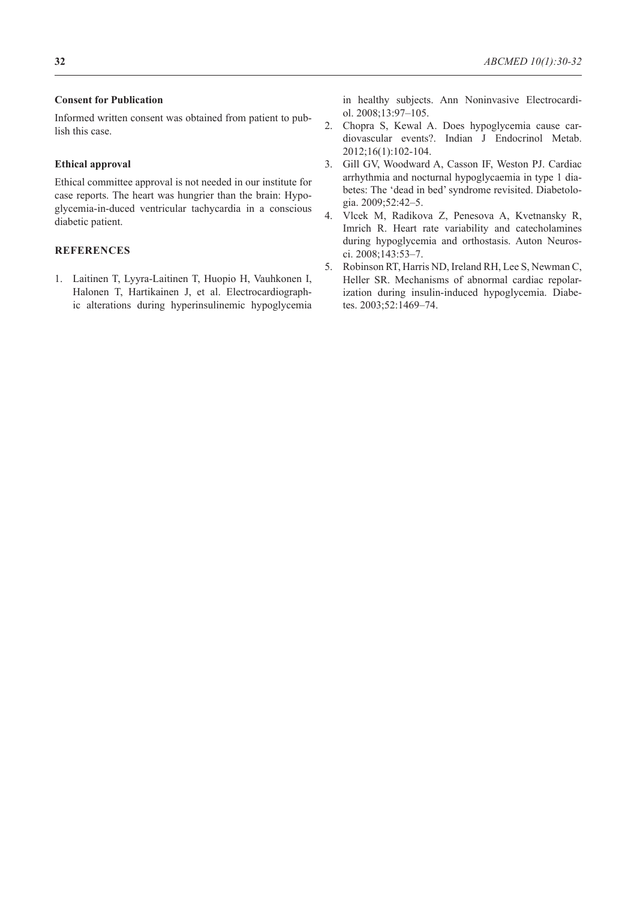### Consent for Publication

Informed written consent was obtained from patient to publish this case.

### Ethical approval

Ethical committee approval is not needed in our institute for case reports. The heart was hungrier than the brain: Hypoglycemia-in-duced ventricular tachycardia in a conscious diabetic patient.

## REFERENCES

1. Laitinen T, Lyyra-Laitinen T, Huopio H, Vauhkonen I, Halonen T, Hartikainen J, et al. Electrocardiographic alterations during hyperinsulinemic hypoglycemia in healthy subjects. Ann Noninvasive Electrocardiol. 2008;13:97–105.
2. Chopra S, Kewal A. Does hypoglycemia cause cardiovascular events?. Indian J Endocrinol Metab. 2012;16(1):102-104.
3. Gill GV, Woodward A, Casson IF, Weston PJ. Cardiac arrhythmia and nocturnal hypoglycaemia in type 1 diabetes: The 'dead in bed' syndrome revisited. Diabetologia. 2009;52:42–5.
4. Vlcek M, Radikova Z, Penesova A, Kvetnansky R, Imrich R. Heart rate variability and catecholamines during hypoglycemia and orthostasis. Auton Neurosci. 2008;143:53–7.
5. Robinson RT, Harris ND, Ireland RH, Lee S, Newman C, Heller SR. Mechanisms of abnormal cardiac repolarization during insulin-induced hypoglycemia. Diabetes. 2003;52:1469–74.